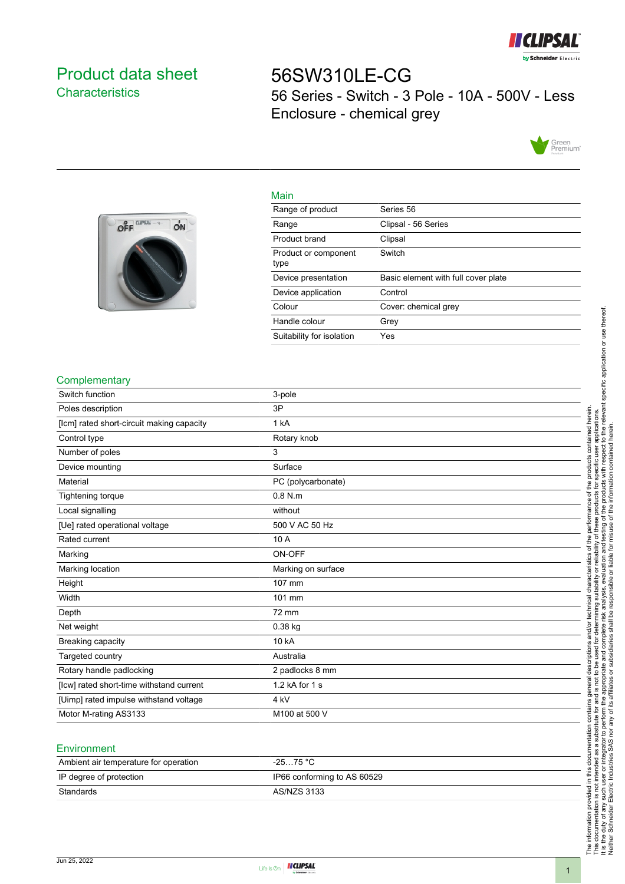# Product data sheet
## Characteristics

# 56SW310LE-CG

56 Series - Switch - 3 Pole - 10A - 500V - Less Enclosure - chemical grey

## Main

| | |
|---|---|
| Range of product | Series 56 |
| Range | Clipsal - 56 Series |
| Product brand | Clipsal |
| Product or component type | Switch |
| Device presentation | Basic element with full cover plate |
| Device application | Control |
| Colour | Cover: chemical grey |
| Handle colour | Grey |
| Suitability for isolation | Yes |

## Complementary

| | |
|---|---|
| Switch function | 3-pole |
| Poles description | 3P |
| [Icm] rated short-circuit making capacity | 1 kA |
| Control type | Rotary knob |
| Number of poles | 3 |
| Device mounting | Surface |
| Material | PC (polycarbonate) |
| Tightening torque | 0.8 N.m |
| Local signalling | without |
| [Ue] rated operational voltage | 500 V AC 50 Hz |
| Rated current | 10 A |
| Marking | ON-OFF |
| Marking location | Marking on surface |
| Height | 107 mm |
| Width | 101 mm |
| Depth | 72 mm |
| Net weight | 0.38 kg |
| Breaking capacity | 10 kA |
| Targeted country | Australia |
| Rotary handle padlocking | 2 padlocks 8 mm |
| [Icw] rated short-time withstand current | 1.2 kA for 1 s |
| [Uimp] rated impulse withstand voltage | 4 kV |
| Motor M-rating AS3133 | M100 at 500 V |

## Environment

| | |
|---|---|
| Ambient air temperature for operation | -25…75 °C |
| IP degree of protection | IP66 conforming to AS 60529 |
| Standards | AS/NZS 3133 |

The information provided in this documentation contains general descriptions and/or technical characteristics of the performance of the products contained herein. This documentation is not intended as a substitute for and is not to be used for determining suitability or reliability of these products for specific user applications. It is the duty of any such user or integrator to perform the appropriate and complete risk analysis, evaluation and testing of the products with respect to the relevant specific application or use thereof. Neither Schneider Electric Industries SAS nor any of its affiliates or subsidiaries shall be responsible or liable for misuse of the information contained herein.

Jun 25, 2022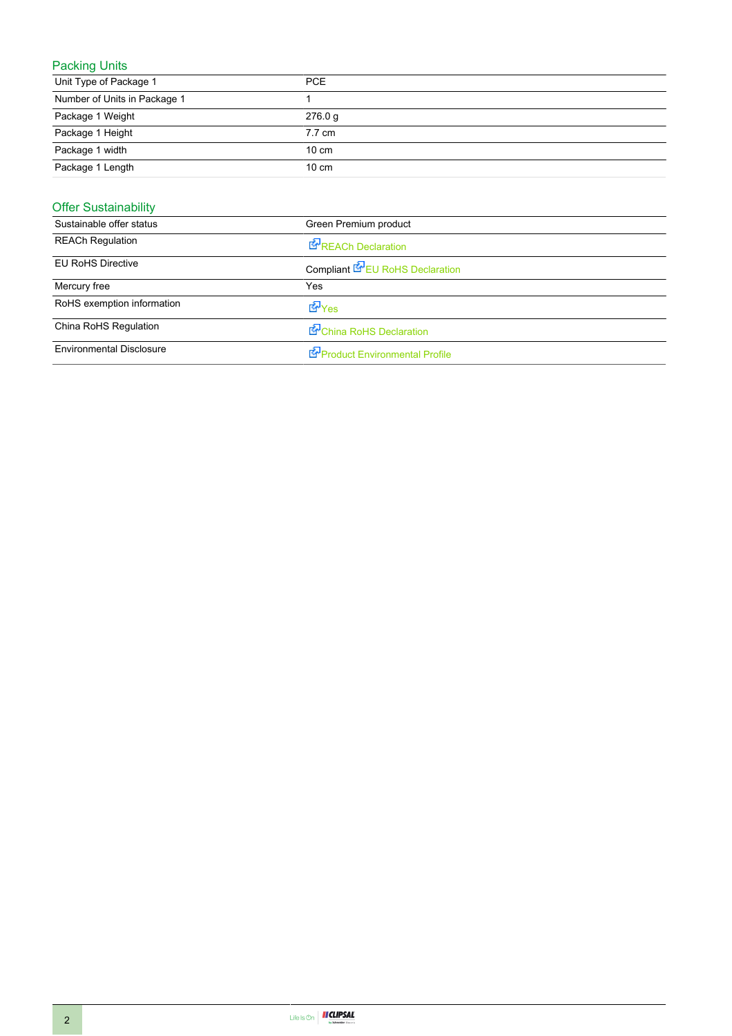## Packing Units

| | |
|---|---|
| Unit Type of Package 1 | PCE |
| Number of Units in Package 1 | 1 |
| Package 1 Weight | 276.0 g |
| Package 1 Height | 7.7 cm |
| Package 1 width | 10 cm |
| Package 1 Length | 10 cm |

## Offer Sustainability

| | |
|---|---|
| Sustainable offer status | Green Premium product |
| REACh Regulation | REACh Declaration |
| EU RoHS Directive | Compliant EU RoHS Declaration |
| Mercury free | Yes |
| RoHS exemption information | Yes |
| China RoHS Regulation | China RoHS Declaration |
| Environmental Disclosure | Product Environmental Profile |